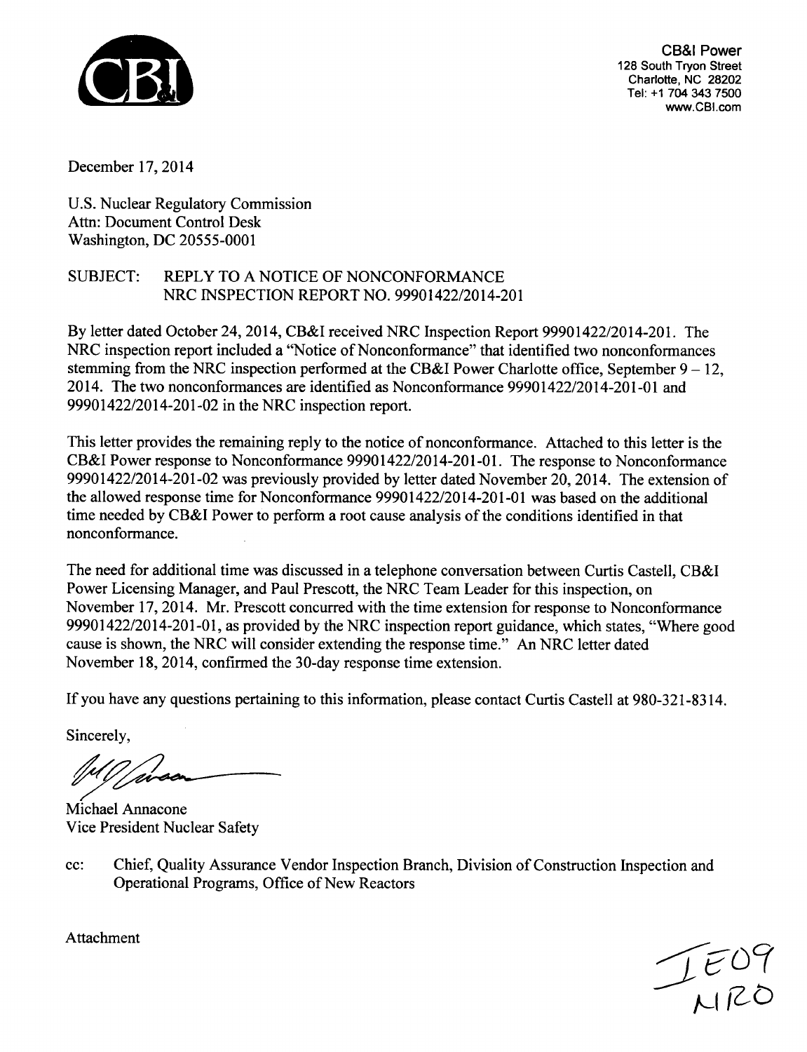CB&I Power
128 South Tryon Street
Charlotte, NC 28202
Tel: +1 704 343 7500
www.CBI.com

December 17, 2014

U.S. Nuclear Regulatory Commission
Attn: Document Control Desk
Washington, DC 20555-0001

SUBJECT: REPLY TO A NOTICE OF NONCONFORMANCE
NRC INSPECTION REPORT NO. 99901422/2014-201

By letter dated October 24, 2014, CB&I received NRC Inspection Report 99901422/2014-201. The NRC inspection report included a "Notice of Nonconformance" that identified two nonconformances stemming from the NRC inspection performed at the CB&I Power Charlotte office, September 9 – 12, 2014. The two nonconformances are identified as Nonconformance 99901422/2014-201-01 and 99901422/2014-201-02 in the NRC inspection report.

This letter provides the remaining reply to the notice of nonconformance. Attached to this letter is the CB&I Power response to Nonconformance 99901422/2014-201-01. The response to Nonconformance 99901422/2014-201-02 was previously provided by letter dated November 20, 2014. The extension of the allowed response time for Nonconformance 99901422/2014-201-01 was based on the additional time needed by CB&I Power to perform a root cause analysis of the conditions identified in that nonconformance.

The need for additional time was discussed in a telephone conversation between Curtis Castell, CB&I Power Licensing Manager, and Paul Prescott, the NRC Team Leader for this inspection, on November 17, 2014. Mr. Prescott concurred with the time extension for response to Nonconformance 99901422/2014-201-01, as provided by the NRC inspection report guidance, which states, "Where good cause is shown, the NRC will consider extending the response time." An NRC letter dated November 18, 2014, confirmed the 30-day response time extension.

If you have any questions pertaining to this information, please contact Curtis Castell at 980-321-8314.

Sincerely,

Michael Annacone
Vice President Nuclear Safety

cc: Chief, Quality Assurance Vendor Inspection Branch, Division of Construction Inspection and Operational Programs, Office of New Reactors

Attachment

IE09
NRO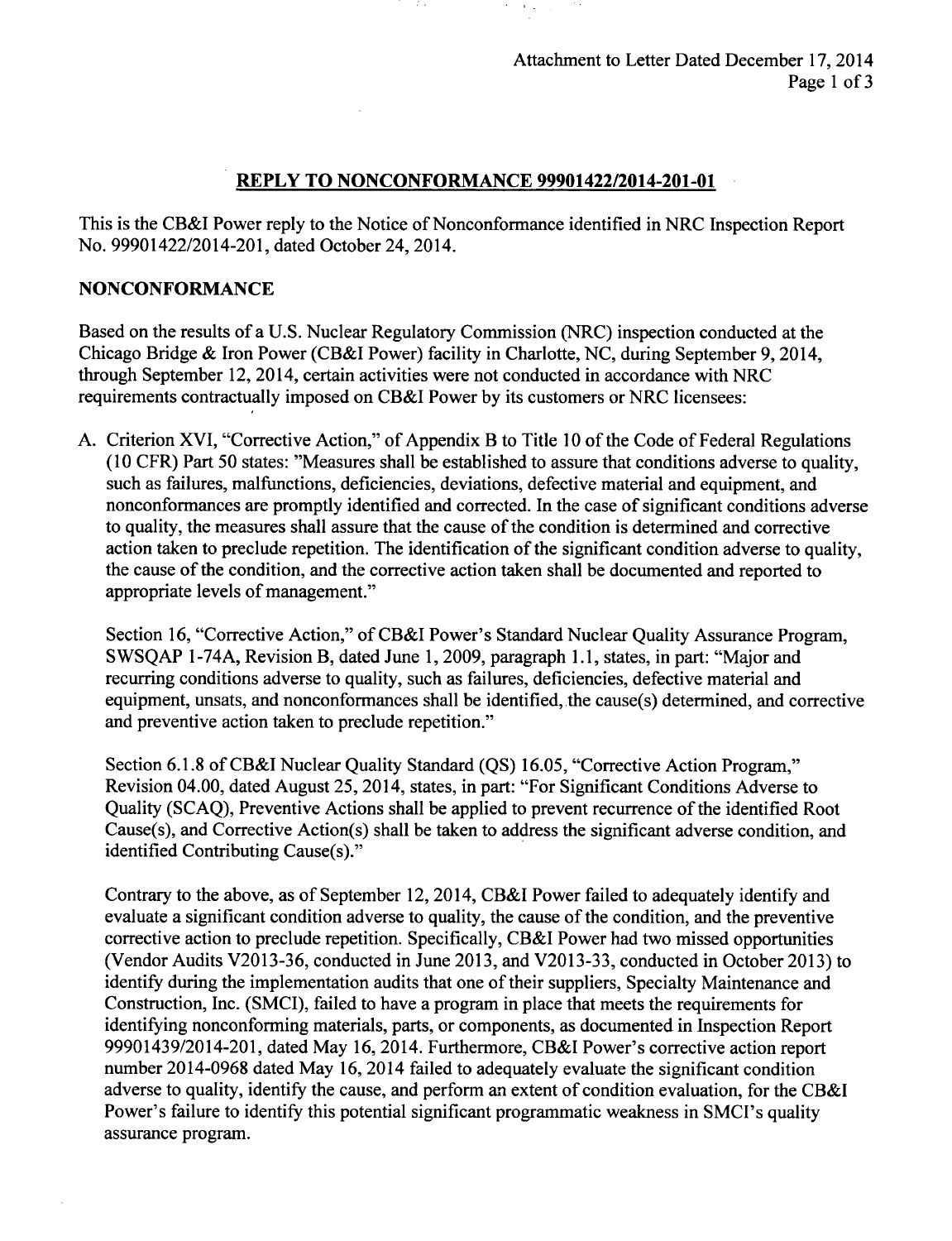## REPLY TO NONCONFORMANCE 99901422/2014-201-01

This is the CB&I Power reply to the Notice of Nonconformance identified in NRC Inspection Report No. 99901422/2014-201, dated October 24, 2014.

### NONCONFORMANCE

Based on the results of a U.S. Nuclear Regulatory Commission (NRC) inspection conducted at the Chicago Bridge & Iron Power (CB&I Power) facility in Charlotte, NC, during September 9, 2014, through September 12, 2014, certain activities were not conducted in accordance with NRC requirements contractually imposed on CB&I Power by its customers or NRC licensees:

A. Criterion XVI, "Corrective Action," of Appendix B to Title 10 of the Code of Federal Regulations (10 CFR) Part 50 states: "Measures shall be established to assure that conditions adverse to quality, such as failures, malfunctions, deficiencies, deviations, defective material and equipment, and nonconformances are promptly identified and corrected. In the case of significant conditions adverse to quality, the measures shall assure that the cause of the condition is determined and corrective action taken to preclude repetition. The identification of the significant condition adverse to quality, the cause of the condition, and the corrective action taken shall be documented and reported to appropriate levels of management."

   Section 16, "Corrective Action," of CB&I Power's Standard Nuclear Quality Assurance Program, SWSQAP 1-74A, Revision B, dated June 1, 2009, paragraph 1.1, states, in part: "Major and recurring conditions adverse to quality, such as failures, deficiencies, defective material and equipment, unsats, and nonconformances shall be identified, the cause(s) determined, and corrective and preventive action taken to preclude repetition."

   Section 6.1.8 of CB&I Nuclear Quality Standard (QS) 16.05, "Corrective Action Program," Revision 04.00, dated August 25, 2014, states, in part: "For Significant Conditions Adverse to Quality (SCAQ), Preventive Actions shall be applied to prevent recurrence of the identified Root Cause(s), and Corrective Action(s) shall be taken to address the significant adverse condition, and identified Contributing Cause(s)."

   Contrary to the above, as of September 12, 2014, CB&I Power failed to adequately identify and evaluate a significant condition adverse to quality, the cause of the condition, and the preventive corrective action to preclude repetition. Specifically, CB&I Power had two missed opportunities (Vendor Audits V2013-36, conducted in June 2013, and V2013-33, conducted in October 2013) to identify during the implementation audits that one of their suppliers, Specialty Maintenance and Construction, Inc. (SMCI), failed to have a program in place that meets the requirements for identifying nonconforming materials, parts, or components, as documented in Inspection Report 99901439/2014-201, dated May 16, 2014. Furthermore, CB&I Power's corrective action report number 2014-0968 dated May 16, 2014 failed to adequately evaluate the significant condition adverse to quality, identify the cause, and perform an extent of condition evaluation, for the CB&I Power's failure to identify this potential significant programmatic weakness in SMCI's quality assurance program.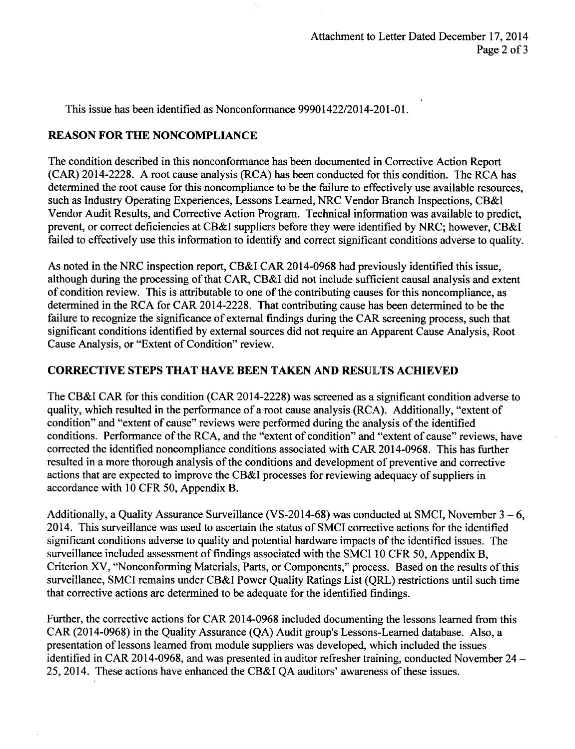This issue has been identified as Nonconformance 99901422/2014-201-01.

## REASON FOR THE NONCOMPLIANCE

The condition described in this nonconformance has been documented in Corrective Action Report (CAR) 2014-2228. A root cause analysis (RCA) has been conducted for this condition. The RCA has determined the root cause for this noncompliance to be the failure to effectively use available resources, such as Industry Operating Experiences, Lessons Learned, NRC Vendor Branch Inspections, CB&I Vendor Audit Results, and Corrective Action Program. Technical information was available to predict, prevent, or correct deficiencies at CB&I suppliers before they were identified by NRC; however, CB&I failed to effectively use this information to identify and correct significant conditions adverse to quality.

As noted in the NRC inspection report, CB&I CAR 2014-0968 had previously identified this issue, although during the processing of that CAR, CB&I did not include sufficient causal analysis and extent of condition review. This is attributable to one of the contributing causes for this noncompliance, as determined in the RCA for CAR 2014-2228. That contributing cause has been determined to be the failure to recognize the significance of external findings during the CAR screening process, such that significant conditions identified by external sources did not require an Apparent Cause Analysis, Root Cause Analysis, or "Extent of Condition" review.

## CORRECTIVE STEPS THAT HAVE BEEN TAKEN AND RESULTS ACHIEVED

The CB&I CAR for this condition (CAR 2014-2228) was screened as a significant condition adverse to quality, which resulted in the performance of a root cause analysis (RCA). Additionally, "extent of condition" and "extent of cause" reviews were performed during the analysis of the identified conditions. Performance of the RCA, and the "extent of condition" and "extent of cause" reviews, have corrected the identified noncompliance conditions associated with CAR 2014-0968. This has further resulted in a more thorough analysis of the conditions and development of preventive and corrective actions that are expected to improve the CB&I processes for reviewing adequacy of suppliers in accordance with 10 CFR 50, Appendix B.

Additionally, a Quality Assurance Surveillance (VS-2014-68) was conducted at SMCI, November 3 – 6, 2014. This surveillance was used to ascertain the status of SMCI corrective actions for the identified significant conditions adverse to quality and potential hardware impacts of the identified issues. The surveillance included assessment of findings associated with the SMCI 10 CFR 50, Appendix B, Criterion XV, "Nonconforming Materials, Parts, or Components," process. Based on the results of this surveillance, SMCI remains under CB&I Power Quality Ratings List (QRL) restrictions until such time that corrective actions are determined to be adequate for the identified findings.

Further, the corrective actions for CAR 2014-0968 included documenting the lessons learned from this CAR (2014-0968) in the Quality Assurance (QA) Audit group's Lessons-Learned database. Also, a presentation of lessons learned from module suppliers was developed, which included the issues identified in CAR 2014-0968, and was presented in auditor refresher training, conducted November 24 – 25, 2014. These actions have enhanced the CB&I QA auditors' awareness of these issues.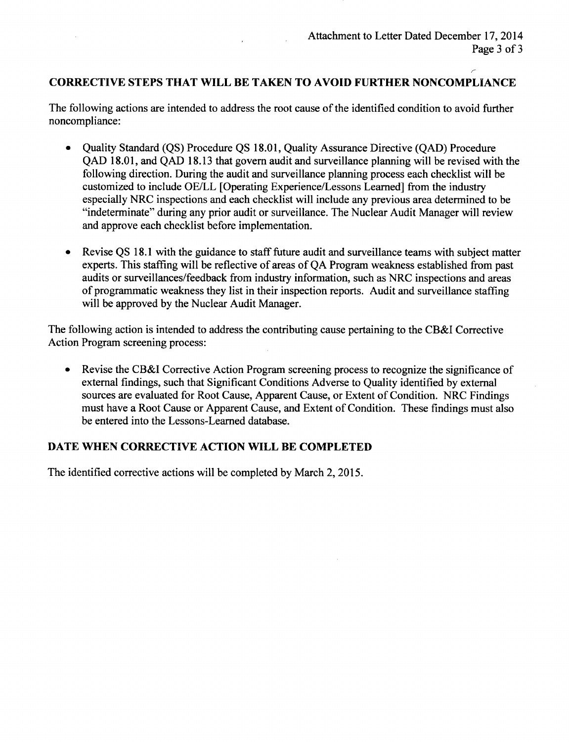## CORRECTIVE STEPS THAT WILL BE TAKEN TO AVOID FURTHER NONCOMPLIANCE

The following actions are intended to address the root cause of the identified condition to avoid further noncompliance:

- Quality Standard (QS) Procedure QS 18.01, Quality Assurance Directive (QAD) Procedure QAD 18.01, and QAD 18.13 that govern audit and surveillance planning will be revised with the following direction. During the audit and surveillance planning process each checklist will be customized to include OE/LL [Operating Experience/Lessons Learned] from the industry especially NRC inspections and each checklist will include any previous area determined to be "indeterminate" during any prior audit or surveillance. The Nuclear Audit Manager will review and approve each checklist before implementation.

- Revise QS 18.1 with the guidance to staff future audit and surveillance teams with subject matter experts. This staffing will be reflective of areas of QA Program weakness established from past audits or surveillances/feedback from industry information, such as NRC inspections and areas of programmatic weakness they list in their inspection reports. Audit and surveillance staffing will be approved by the Nuclear Audit Manager.

The following action is intended to address the contributing cause pertaining to the CB&I Corrective Action Program screening process:

- Revise the CB&I Corrective Action Program screening process to recognize the significance of external findings, such that Significant Conditions Adverse to Quality identified by external sources are evaluated for Root Cause, Apparent Cause, or Extent of Condition. NRC Findings must have a Root Cause or Apparent Cause, and Extent of Condition. These findings must also be entered into the Lessons-Learned database.

## DATE WHEN CORRECTIVE ACTION WILL BE COMPLETED

The identified corrective actions will be completed by March 2, 2015.